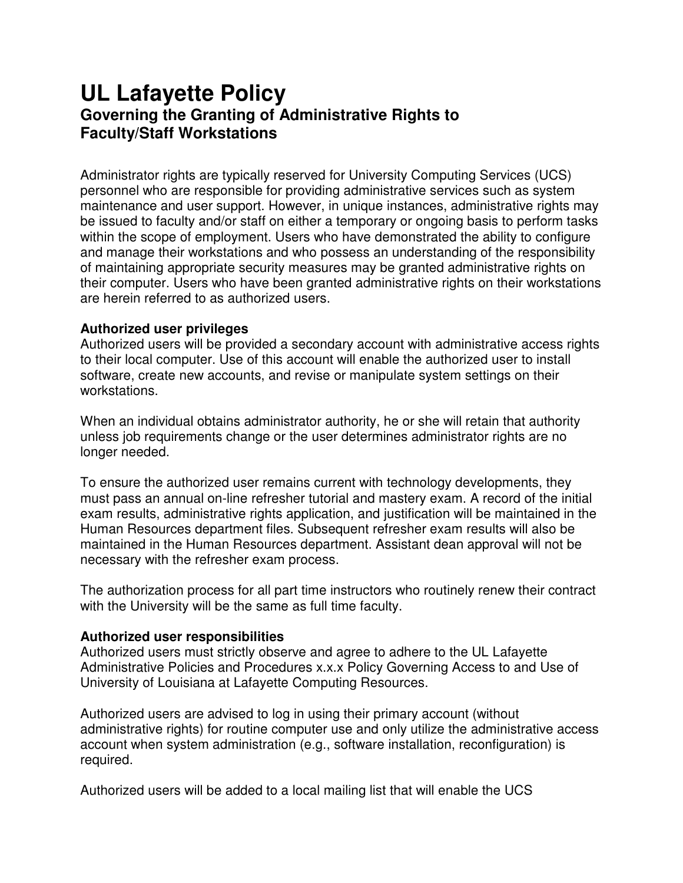# UL Lafayette Policy

## Governing the Granting of Administrative Rights to Faculty/Staff Workstations

Administrator rights are typically reserved for University Computing Services (UCS) personnel who are responsible for providing administrative services such as system maintenance and user support. However, in unique instances, administrative rights may be issued to faculty and/or staff on either a temporary or ongoing basis to perform tasks within the scope of employment. Users who have demonstrated the ability to configure and manage their workstations and who possess an understanding of the responsibility of maintaining appropriate security measures may be granted administrative rights on their computer. Users who have been granted administrative rights on their workstations are herein referred to as authorized users.

**Authorized user privileges**

Authorized users will be provided a secondary account with administrative access rights to their local computer. Use of this account will enable the authorized user to install software, create new accounts, and revise or manipulate system settings on their workstations.

When an individual obtains administrator authority, he or she will retain that authority unless job requirements change or the user determines administrator rights are no longer needed.

To ensure the authorized user remains current with technology developments, they must pass an annual on-line refresher tutorial and mastery exam. A record of the initial exam results, administrative rights application, and justification will be maintained in the Human Resources department files. Subsequent refresher exam results will also be maintained in the Human Resources department. Assistant dean approval will not be necessary with the refresher exam process.

The authorization process for all part time instructors who routinely renew their contract with the University will be the same as full time faculty.

**Authorized user responsibilities**

Authorized users must strictly observe and agree to adhere to the UL Lafayette Administrative Policies and Procedures x.x.x Policy Governing Access to and Use of University of Louisiana at Lafayette Computing Resources.

Authorized users are advised to log in using their primary account (without administrative rights) for routine computer use and only utilize the administrative access account when system administration (e.g., software installation, reconfiguration) is required.

Authorized users will be added to a local mailing list that will enable the UCS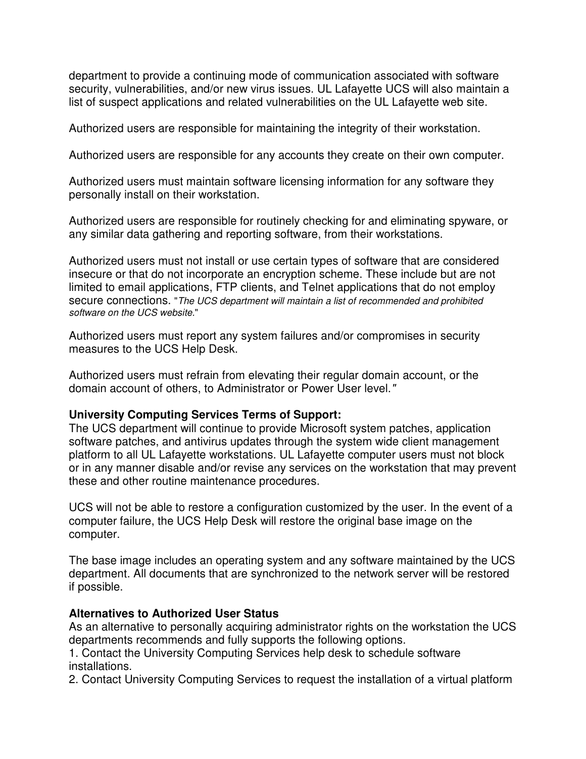department to provide a continuing mode of communication associated with software security, vulnerabilities, and/or new virus issues. UL Lafayette UCS will also maintain a list of suspect applications and related vulnerabilities on the UL Lafayette web site.

Authorized users are responsible for maintaining the integrity of their workstation.

Authorized users are responsible for any accounts they create on their own computer.

Authorized users must maintain software licensing information for any software they personally install on their workstation.

Authorized users are responsible for routinely checking for and eliminating spyware, or any similar data gathering and reporting software, from their workstations.

Authorized users must not install or use certain types of software that are considered insecure or that do not incorporate an encryption scheme. These include but are not limited to email applications, FTP clients, and Telnet applications that do not employ secure connections. "*The UCS department will maintain a list of recommended and prohibited software on the UCS website*."

Authorized users must report any system failures and/or compromises in security measures to the UCS Help Desk.

Authorized users must refrain from elevating their regular domain account, or the domain account of others, to Administrator or Power User level."

**University Computing Services Terms of Support:**
The UCS department will continue to provide Microsoft system patches, application software patches, and antivirus updates through the system wide client management platform to all UL Lafayette workstations. UL Lafayette computer users must not block or in any manner disable and/or revise any services on the workstation that may prevent these and other routine maintenance procedures.

UCS will not be able to restore a configuration customized by the user. In the event of a computer failure, the UCS Help Desk will restore the original base image on the computer.

The base image includes an operating system and any software maintained by the UCS department. All documents that are synchronized to the network server will be restored if possible.

**Alternatives to Authorized User Status**
As an alternative to personally acquiring administrator rights on the workstation the UCS departments recommends and fully supports the following options.
1. Contact the University Computing Services help desk to schedule software installations.
2. Contact University Computing Services to request the installation of a virtual platform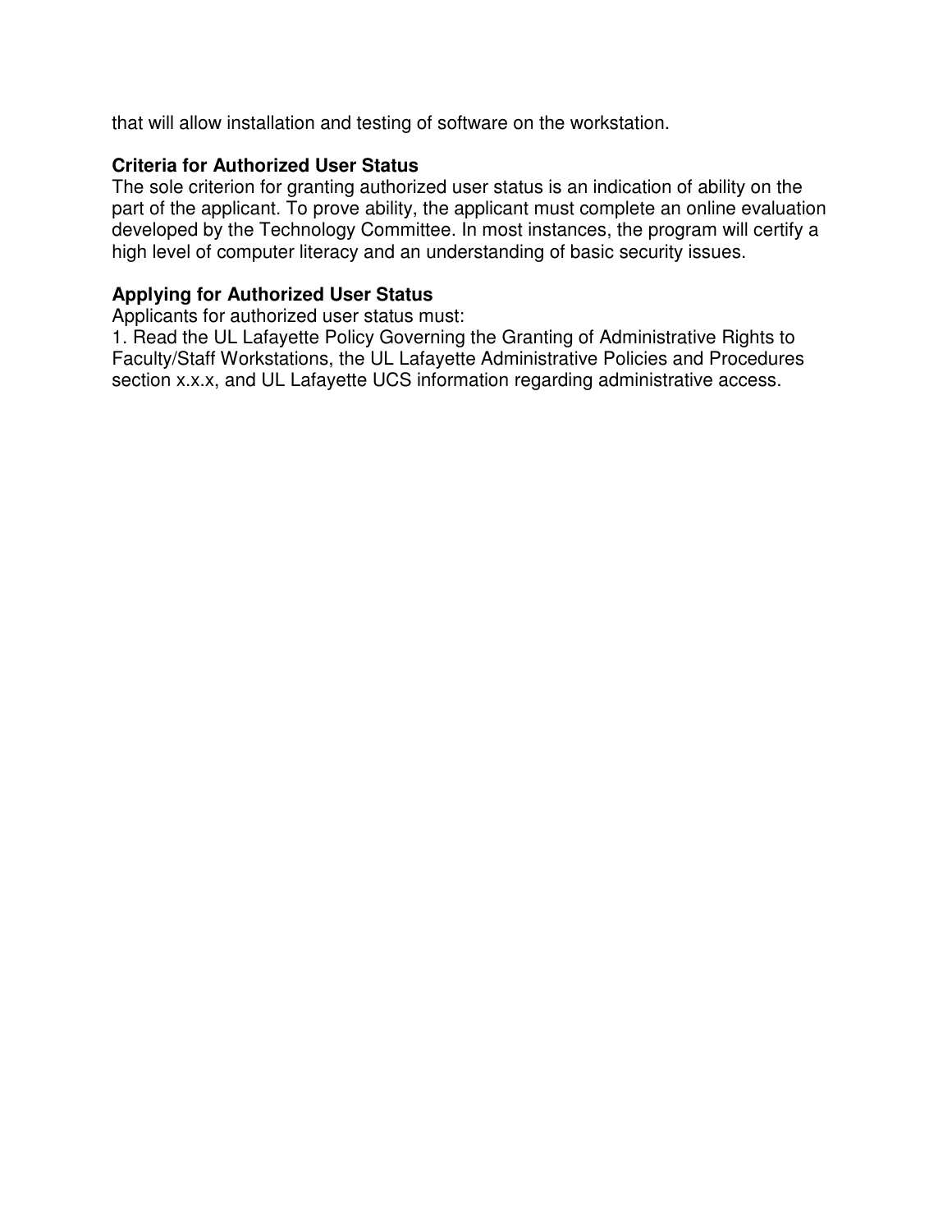that will allow installation and testing of software on the workstation.

**Criteria for Authorized User Status**

The sole criterion for granting authorized user status is an indication of ability on the part of the applicant. To prove ability, the applicant must complete an online evaluation developed by the Technology Committee. In most instances, the program will certify a high level of computer literacy and an understanding of basic security issues.

**Applying for Authorized User Status**

Applicants for authorized user status must:

1. Read the UL Lafayette Policy Governing the Granting of Administrative Rights to Faculty/Staff Workstations, the UL Lafayette Administrative Policies and Procedures section x.x.x, and UL Lafayette UCS information regarding administrative access.